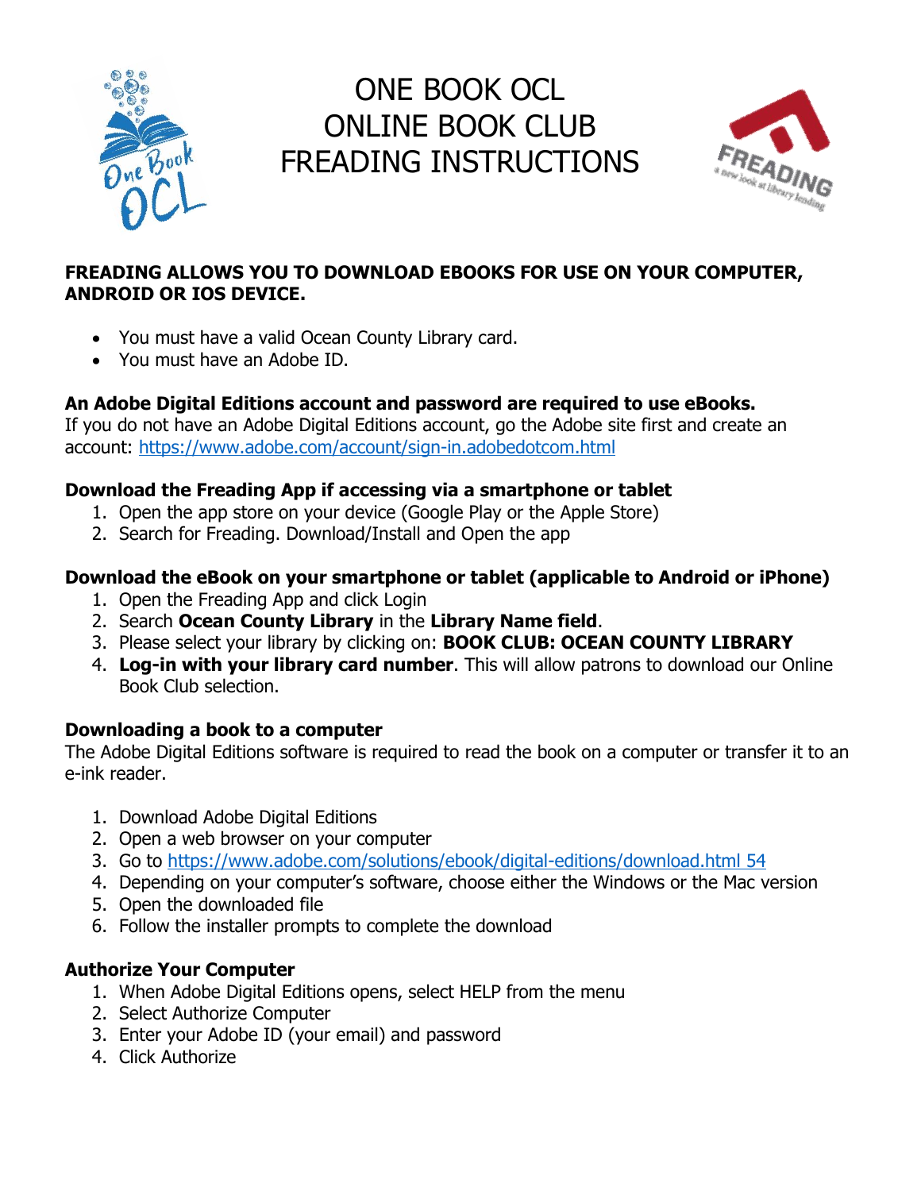# ONE BOOK OCL
# ONLINE BOOK CLUB
# FREADING INSTRUCTIONS

**FREADING ALLOWS YOU TO DOWNLOAD EBOOKS FOR USE ON YOUR COMPUTER, ANDROID OR IOS DEVICE.**

- You must have a valid Ocean County Library card.
- You must have an Adobe ID.

**An Adobe Digital Editions account and password are required to use eBooks.**
If you do not have an Adobe Digital Editions account, go the Adobe site first and create an account: https://www.adobe.com/account/sign-in.adobedotcom.html

**Download the Freading App if accessing via a smartphone or tablet**

1. Open the app store on your device (Google Play or the Apple Store)
2. Search for Freading. Download/Install and Open the app

**Download the eBook on your smartphone or tablet (applicable to Android or iPhone)**

1. Open the Freading App and click Login
2. Search **Ocean County Library** in the **Library Name field**.
3. Please select your library by clicking on: **BOOK CLUB: OCEAN COUNTY LIBRARY**
4. **Log-in with your library card number**. This will allow patrons to download our Online Book Club selection.

**Downloading a book to a computer**
The Adobe Digital Editions software is required to read the book on a computer or transfer it to an e-ink reader.

1. Download Adobe Digital Editions
2. Open a web browser on your computer
3. Go to https://www.adobe.com/solutions/ebook/digital-editions/download.html 54
4. Depending on your computer's software, choose either the Windows or the Mac version
5. Open the downloaded file
6. Follow the installer prompts to complete the download

**Authorize Your Computer**

1. When Adobe Digital Editions opens, select HELP from the menu
2. Select Authorize Computer
3. Enter your Adobe ID (your email) and password
4. Click Authorize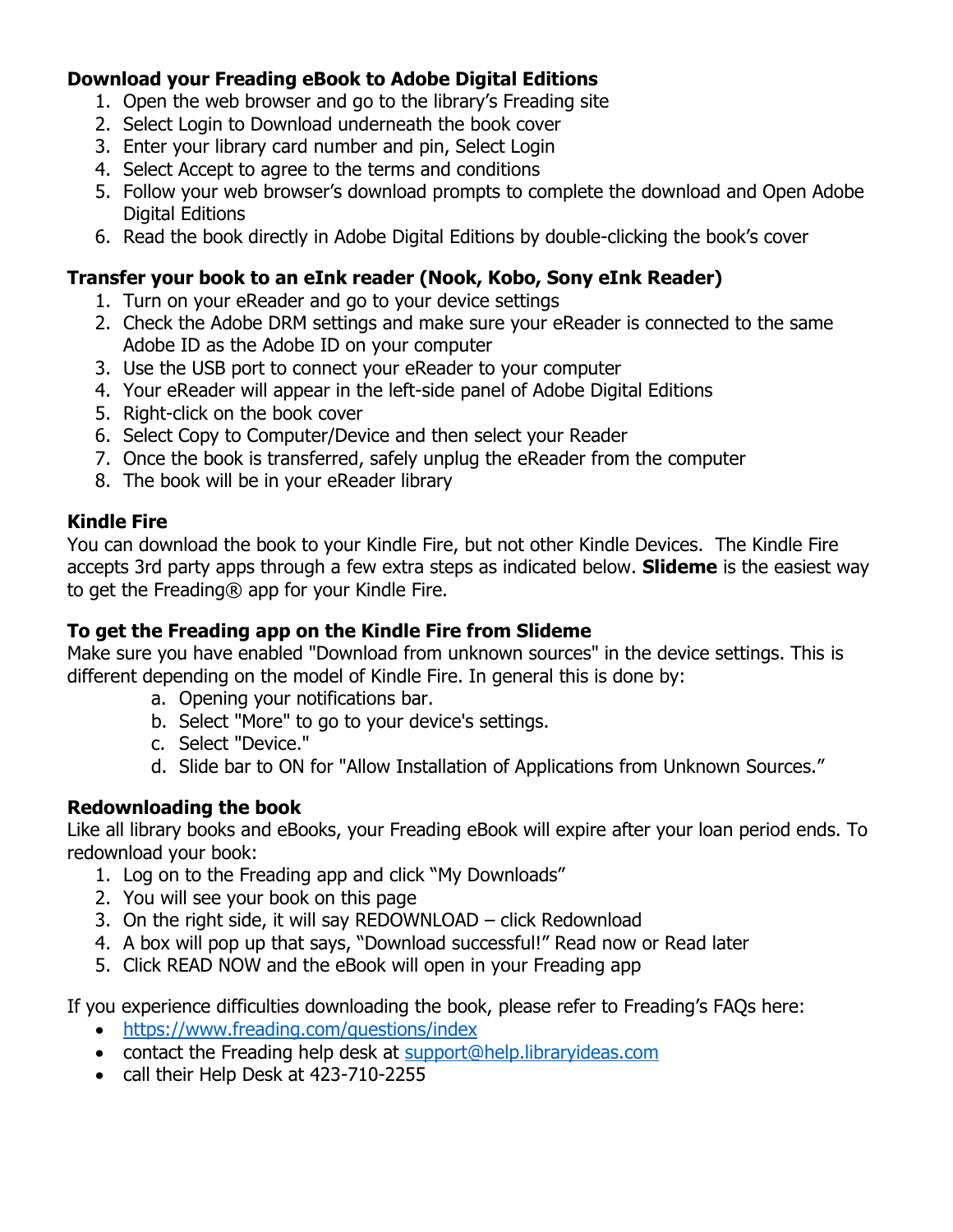**Download your Freading eBook to Adobe Digital Editions**

1. Open the web browser and go to the library's Freading site
2. Select Login to Download underneath the book cover
3. Enter your library card number and pin, Select Login
4. Select Accept to agree to the terms and conditions
5. Follow your web browser's download prompts to complete the download and Open Adobe Digital Editions
6. Read the book directly in Adobe Digital Editions by double-clicking the book's cover

**Transfer your book to an eInk reader (Nook, Kobo, Sony eInk Reader)**

1. Turn on your eReader and go to your device settings
2. Check the Adobe DRM settings and make sure your eReader is connected to the same Adobe ID as the Adobe ID on your computer
3. Use the USB port to connect your eReader to your computer
4. Your eReader will appear in the left-side panel of Adobe Digital Editions
5. Right-click on the book cover
6. Select Copy to Computer/Device and then select your Reader
7. Once the book is transferred, safely unplug the eReader from the computer
8. The book will be in your eReader library

**Kindle Fire**

You can download the book to your Kindle Fire, but not other Kindle Devices. The Kindle Fire accepts 3rd party apps through a few extra steps as indicated below. **Slideme** is the easiest way to get the Freading® app for your Kindle Fire.

**To get the Freading app on the Kindle Fire from Slideme**

Make sure you have enabled "Download from unknown sources" in the device settings. This is different depending on the model of Kindle Fire. In general this is done by:

a. Opening your notifications bar.
b. Select "More" to go to your device's settings.
c. Select "Device."
d. Slide bar to ON for "Allow Installation of Applications from Unknown Sources."

**Redownloading the book**

Like all library books and eBooks, your Freading eBook will expire after your loan period ends. To redownload your book:

1. Log on to the Freading app and click "My Downloads"
2. You will see your book on this page
3. On the right side, it will say REDOWNLOAD – click Redownload
4. A box will pop up that says, "Download successful!" Read now or Read later
5. Click READ NOW and the eBook will open in your Freading app

If you experience difficulties downloading the book, please refer to Freading's FAQs here:

- https://www.freading.com/questions/index
- contact the Freading help desk at support@help.libraryideas.com
- call their Help Desk at 423-710-2255